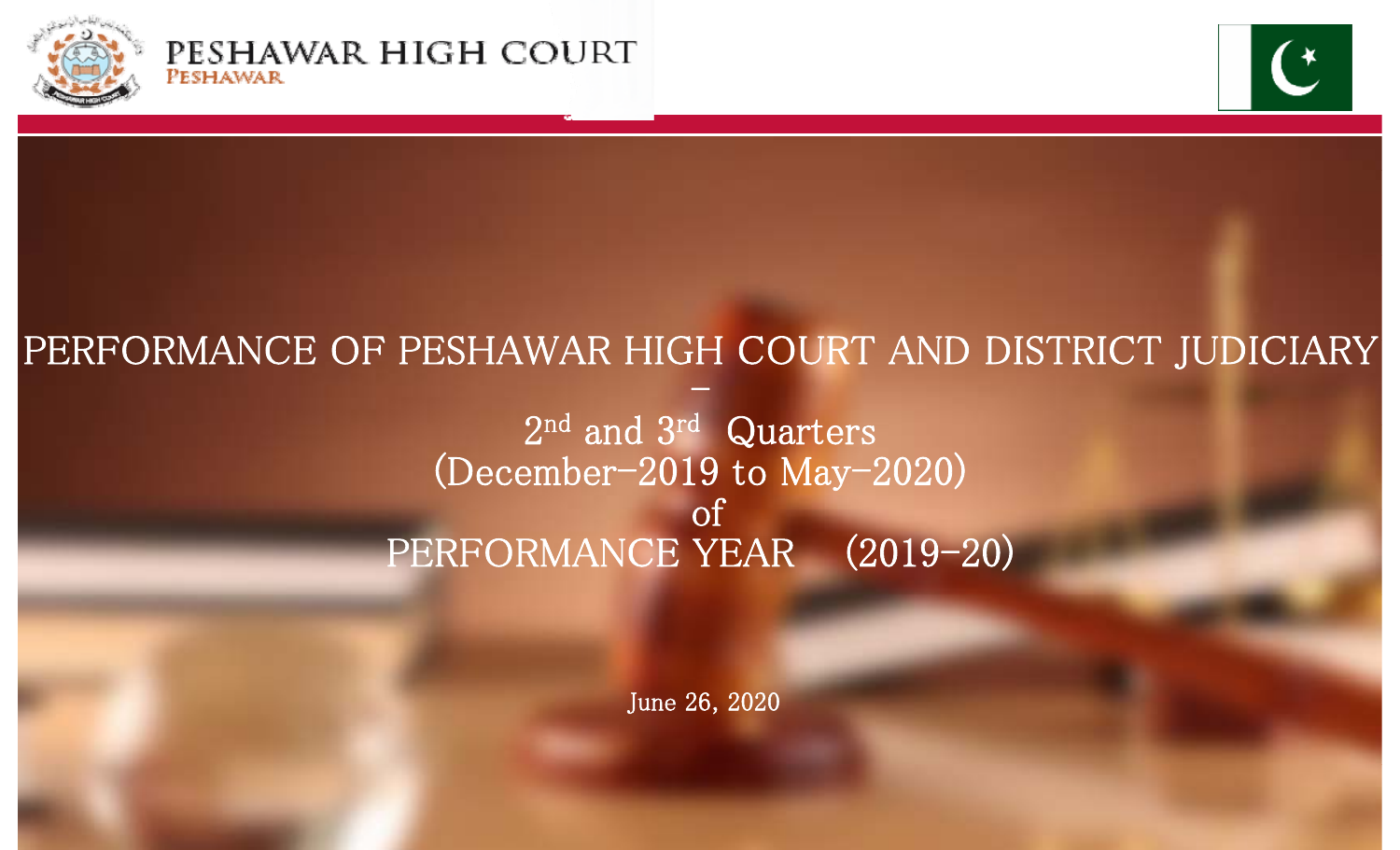PESHAWAR HIGH COURT
PESHAWAR

# PERFORMANCE OF PESHAWAR HIGH COURT AND DISTRICT JUDICIARY –

## 2nd and 3rd Quarters (December-2019 to May-2020) of PERFORMANCE YEAR (2019-20)

June 26, 2020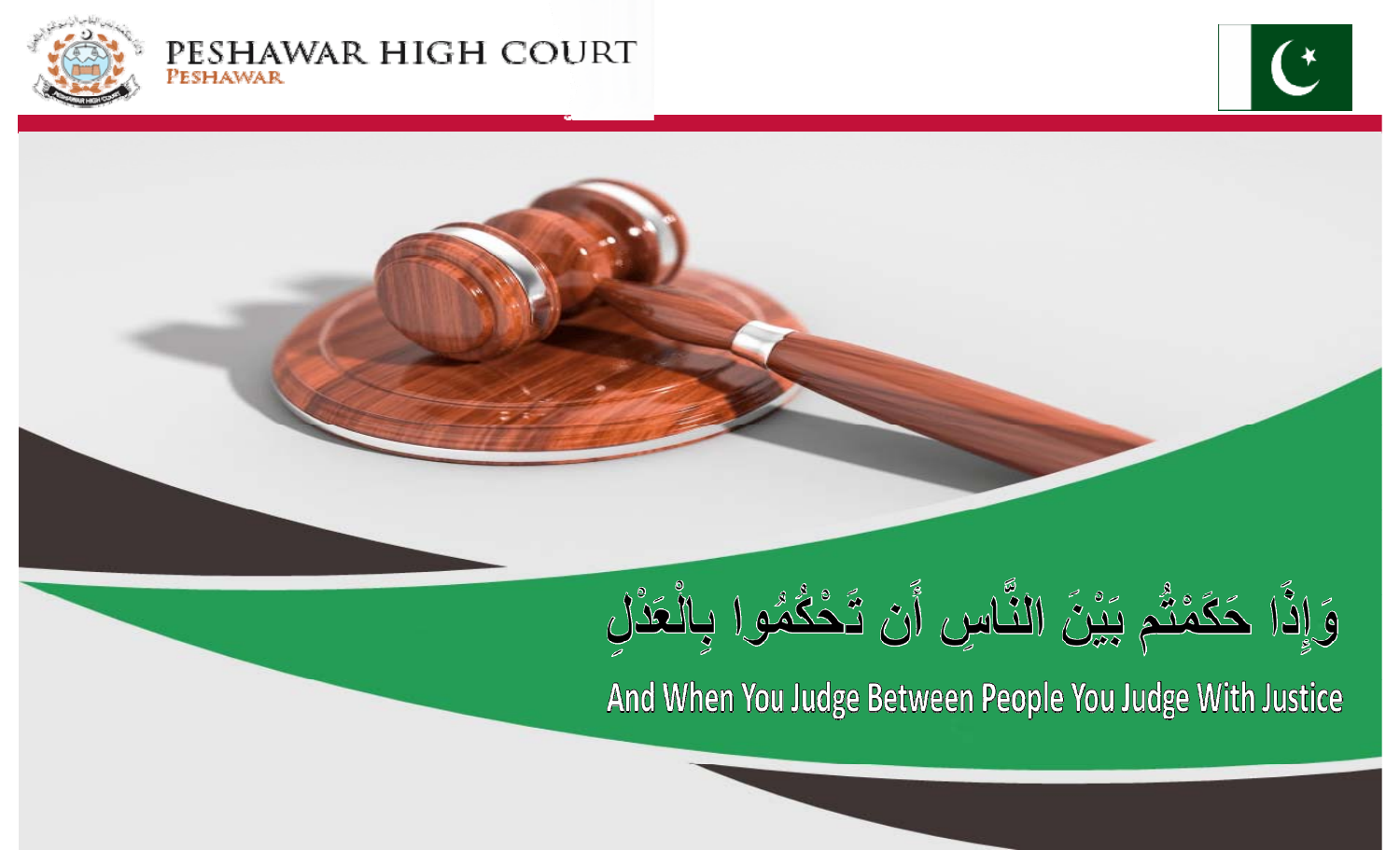# PESHAWAR HIGH COURT

PESHAWAR

وَإِذَا حَكَمْتُم بَيْنَ النَّاسِ أَن تَحْكُمُوا بِالْعَدْلِ

And When You Judge Between People You Judge With Justice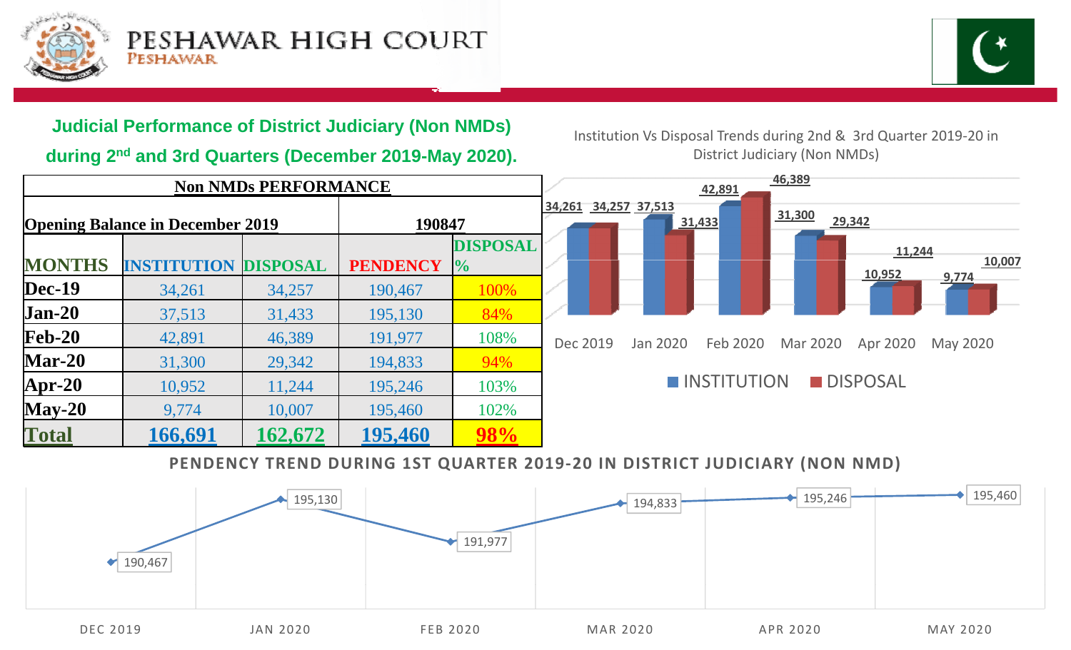# PESHAWAR HIGH COURT
PESHAWAR

## Judicial Performance of District Judiciary (Non NMDs) during 2nd and 3rd Quarters (December 2019-May 2020).

| Non NMDs PERFORMANCE | | | | |
|---|---|---|---|---|
| Opening Balance in December 2019 | | | 190847 | |
| MONTHS | INSTITUTION | DISPOSAL | PENDENCY | DISPOSAL % |
| Dec-19 | 34,261 | 34,257 | 190,467 | 100% |
| Jan-20 | 37,513 | 31,433 | 195,130 | 84% |
| Feb-20 | 42,891 | 46,389 | 191,977 | 108% |
| Mar-20 | 31,300 | 29,342 | 194,833 | 94% |
| Apr-20 | 10,952 | 11,244 | 195,246 | 103% |
| May-20 | 9,774 | 10,007 | 195,460 | 102% |
| Total | 166,691 | 162,672 | 195,460 | 98% |

Institution Vs Disposal Trends during 2nd & 3rd Quarter 2019-20 in District Judiciary (Non NMDs)

| | INSTITUTION | DISPOSAL |
|---|---|---|
| Dec 2019 | 34,261 | 34,257 |
| Jan 2020 | 37,513 | 31,433 |
| Feb 2020 | 42,891 | 46,389 |
| Mar 2020 | 31,300 | 29,342 |
| Apr 2020 | 10,952 | 11,244 |
| May 2020 | 9,774 | 10,007 |

PENDENCY TREND DURING 1ST QUARTER 2019-20 IN DISTRICT JUDICIARY (NON NMD)

| DEC 2019 | JAN 2020 | FEB 2020 | MAR 2020 | APR 2020 | MAY 2020 |
|---|---|---|---|---|---|
| 190,467 | 195,130 | 191,977 | 194,833 | 195,246 | 195,460 |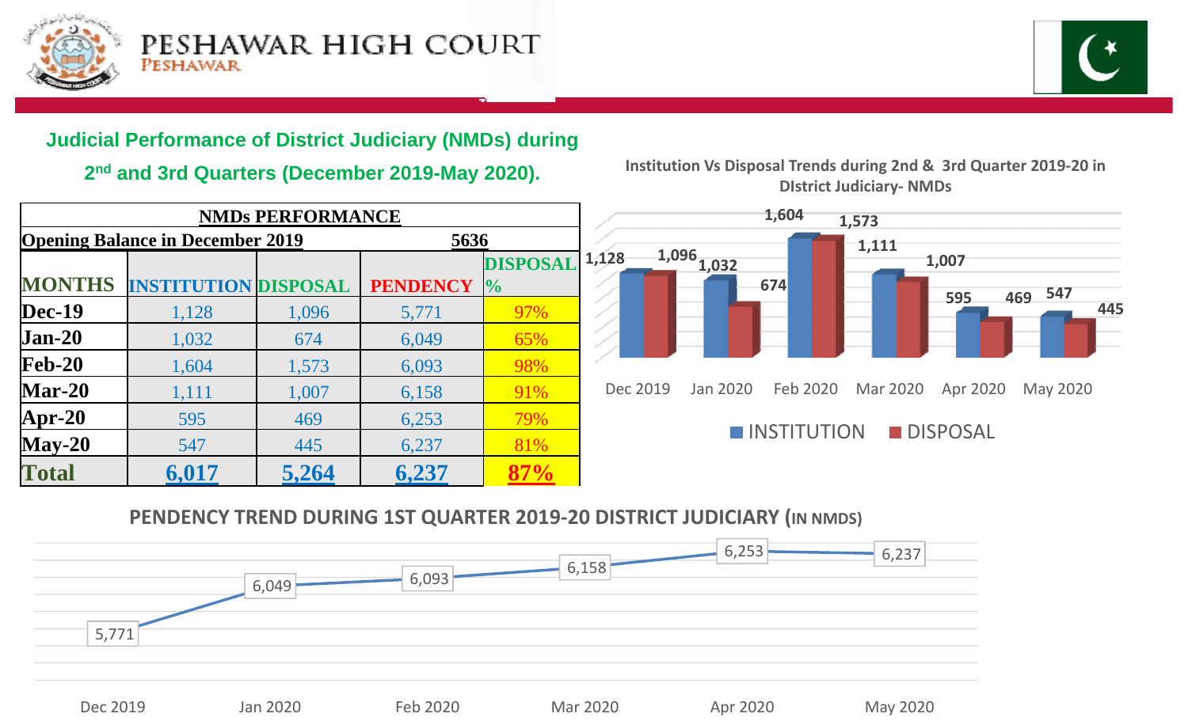# PESHAWAR HIGH COURT
PESHAWAR

## Judicial Performance of District Judiciary (NMDs) during 2nd and 3rd Quarters (December 2019-May 2020).

| NMDs PERFORMANCE | | | | |
|---|---|---|---|---|
| Opening Balance in December 2019 | | | 5636 | |
| MONTHS | INSTITUTION | DISPOSAL | PENDENCY | DISPOSAL % |
| Dec-19 | 1,128 | 1,096 | 5,771 | 97% |
| Jan-20 | 1,032 | 674 | 6,049 | 65% |
| Feb-20 | 1,604 | 1,573 | 6,093 | 98% |
| Mar-20 | 1,111 | 1,007 | 6,158 | 91% |
| Apr-20 | 595 | 469 | 6,253 | 79% |
| May-20 | 547 | 445 | 6,237 | 81% |
| Total | 6,017 | 5,264 | 6,237 | 87% |

### Institution Vs Disposal Trends during 2nd & 3rd Quarter 2019-20 in District Judiciary- NMDs

| Month | INSTITUTION | DISPOSAL |
|---|---|---|
| Dec 2019 | 1,128 | 1,096 |
| Jan 2020 | 1,032 | 674 |
| Feb 2020 | 1,604 | 1,573 |
| Mar 2020 | 1,111 | 1,007 |
| Apr 2020 | 595 | 469 |
| May 2020 | 547 | 445 |

### PENDENCY TREND DURING 1ST QUARTER 2019-20 DISTRICT JUDICIARY (IN NMDS)

| Month | Pendency |
|---|---|
| Dec 2019 | 5,771 |
| Jan 2020 | 6,049 |
| Feb 2020 | 6,093 |
| Mar 2020 | 6,158 |
| Apr 2020 | 6,253 |
| May 2020 | 6,237 |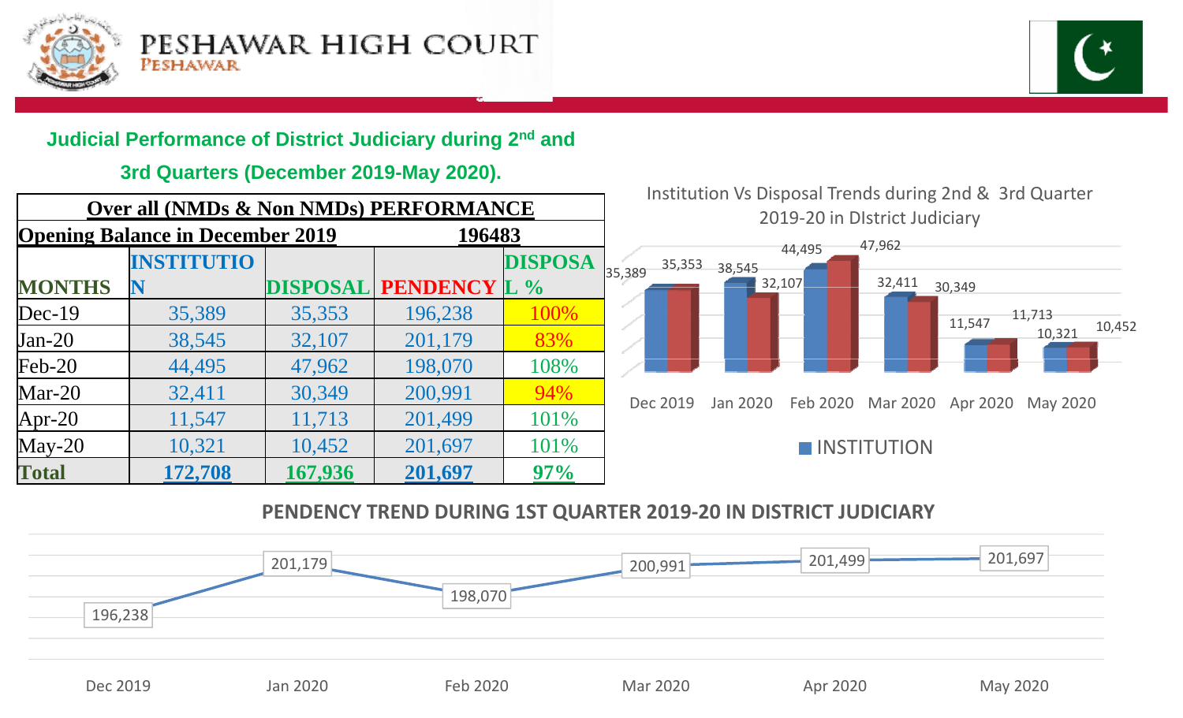# PESHAWAR HIGH COURT
PESHAWAR

## Judicial Performance of District Judiciary during 2nd and 3rd Quarters (December 2019-May 2020).

| Over all (NMDs & Non NMDs) PERFORMANCE | | | | |
|---|---|---|---|---|
| **Opening Balance in December 2019** | | | **196483** | |
| **MONTHS** | **INSTITUTION** | **DISPOSAL** | **PENDENCY** | **DISPOSAL %** |
| Dec-19 | 35,389 | 35,353 | 196,238 | 100% |
| Jan-20 | 38,545 | 32,107 | 201,179 | 83% |
| Feb-20 | 44,495 | 47,962 | 198,070 | 108% |
| Mar-20 | 32,411 | 30,349 | 200,991 | 94% |
| Apr-20 | 11,547 | 11,713 | 201,499 | 101% |
| May-20 | 10,321 | 10,452 | 201,697 | 101% |
| **Total** | **172,708** | **167,936** | **201,697** | **97%** |

Institution Vs Disposal Trends during 2nd & 3rd Quarter 2019-20 in DIstrict Judiciary

| | Dec 2019 | Jan 2020 | Feb 2020 | Mar 2020 | Apr 2020 | May 2020 |
|---|---|---|---|---|---|---|
| INSTITUTION | 35,389 | 38,545 | 44,495 | 32,411 | 11,547 | 10,321 |
| DISPOSAL | 35,353 | 32,107 | 47,962 | 30,349 | 11,713 | 10,452 |

PENDENCY TREND DURING 1ST QUARTER 2019-20 IN DISTRICT JUDICIARY

| Dec 2019 | Jan 2020 | Feb 2020 | Mar 2020 | Apr 2020 | May 2020 |
|---|---|---|---|---|---|
| 196,238 | 201,179 | 198,070 | 200,991 | 201,499 | 201,697 |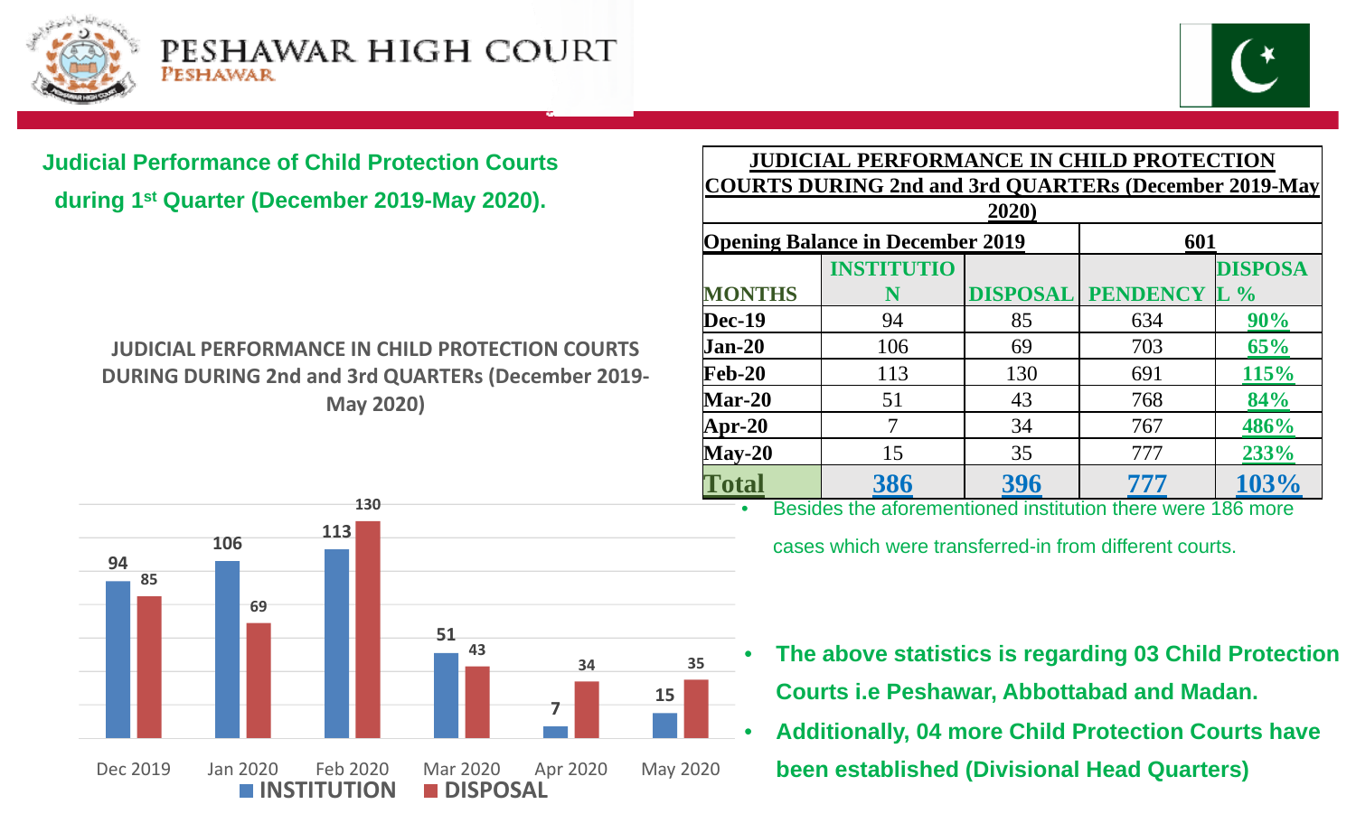## Judicial Performance of Child Protection Courts during 1st Quarter (December 2019-May 2020).

| JUDICIAL PERFORMANCE IN CHILD PROTECTION COURTS DURING 2nd and 3rd QUARTERs (December 2019-May 2020) | | | | |
|---|---|---|---|---|
| Opening Balance in December 2019 | | | 601 | |
| MONTHS | INSTITUTION | DISPOSAL | PENDENCY | DISPOSAL % |
| Dec-19 | 94 | 85 | 634 | 90% |
| Jan-20 | 106 | 69 | 703 | 65% |
| Feb-20 | 113 | 130 | 691 | 115% |
| Mar-20 | 51 | 43 | 768 | 84% |
| Apr-20 | 7 | 34 | 767 | 486% |
| May-20 | 15 | 35 | 777 | 233% |
| **Total** | **386** | **396** | **777** | **103%** |

- Besides the aforementioned institution there were 186 more cases which were transferred-in from different courts.

**JUDICIAL PERFORMANCE IN CHILD PROTECTION COURTS DURING DURING 2nd and 3rd QUARTERs (December 2019-May 2020)**

| Month | INSTITUTION | DISPOSAL |
|---|---|---|
| Dec 2019 | 94 | 85 |
| Jan 2020 | 106 | 69 |
| Feb 2020 | 113 | 130 |
| Mar 2020 | 51 | 43 |
| Apr 2020 | 7 | 34 |
| May 2020 | 15 | 35 |

- **The above statistics is regarding 03 Child Protection Courts i.e Peshawar, Abbottabad and Madan.**
- **Additionally, 04 more Child Protection Courts have been established (Divisional Head Quarters)**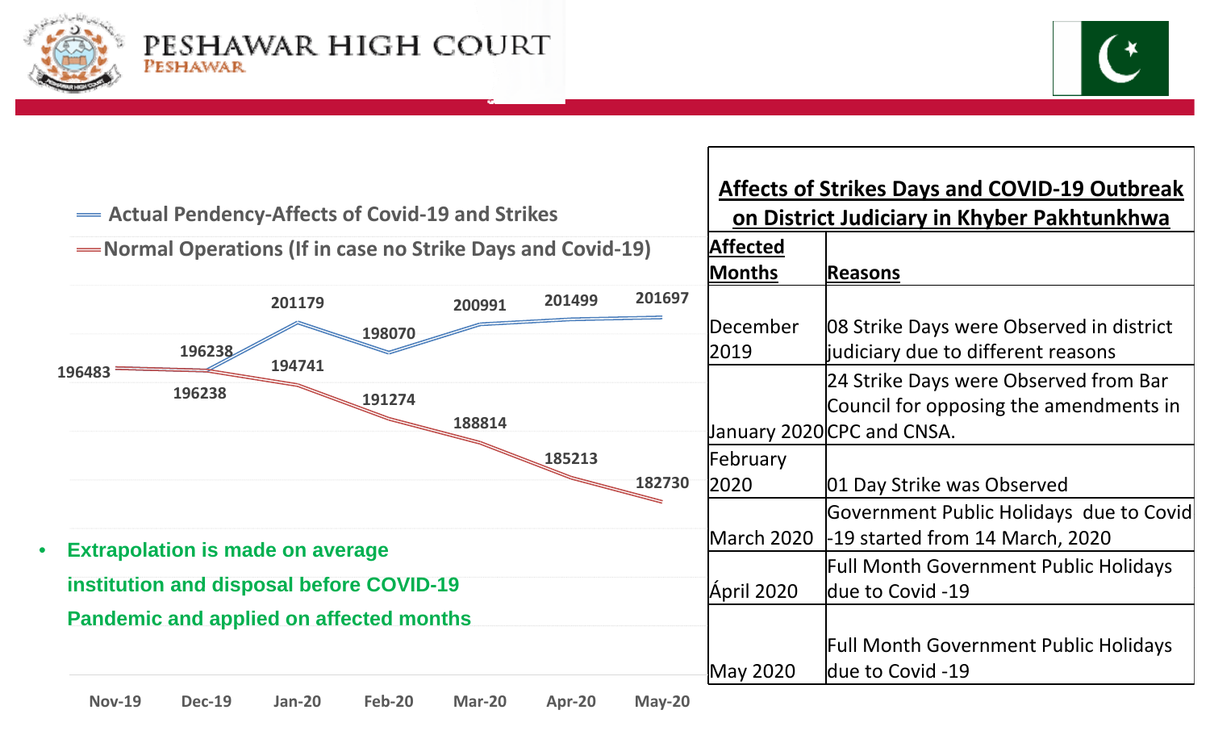# PESHAWAR HIGH COURT
PESHAWAR

Actual Pendency-Affects of Covid-19 and Strikes

Normal Operations (If in case no Strike Days and Covid-19)

| Month | Actual Pendency-Affects of Covid-19 and Strikes | Normal Operations (If in case no Strike Days and Covid-19) |
|---|---|---|
| Nov-19 | 196483 | 196483 |
| Dec-19 | 196238 | 196238 |
| Jan-20 | 201179 | 194741 |
| Feb-20 | 198070 | 191274 |
| Mar-20 | 200991 | 188814 |
| Apr-20 | 201499 | 185213 |
| May-20 | 201697 | 182730 |

- **Extrapolation is made on average institution and disposal before COVID-19 Pandemic and applied on affected months**

## Affects of Strikes Days and COVID-19 Outbreak on District Judiciary in Khyber Pakhtunkhwa

| Affected Months | Reasons |
|---|---|
| December 2019 | 08 Strike Days were Observed in district judiciary due to different reasons |
| January 2020 | 24 Strike Days were Observed from Bar Council for opposing the amendments in CPC and CNSA. |
| February 2020 | 01 Day Strike was Observed |
| March 2020 | Government Public Holidays due to Covid -19 started from 14 March, 2020 |
| April 2020 | Full Month Government Public Holidays due to Covid -19 |
| May 2020 | Full Month Government Public Holidays due to Covid -19 |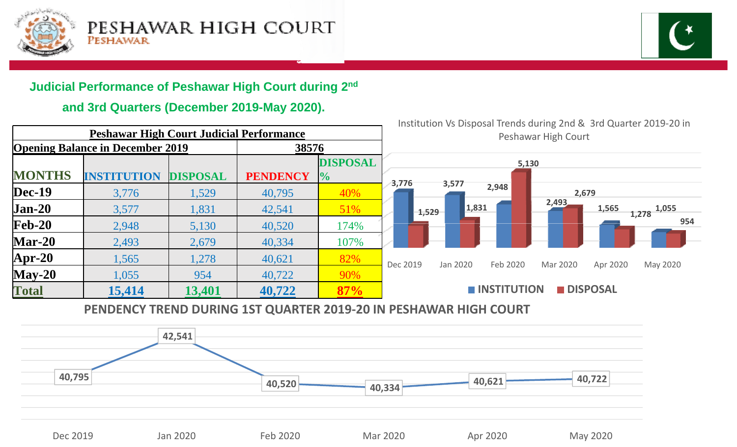# PESHAWAR HIGH COURT
PESHAWAR

## Judicial Performance of Peshawar High Court during 2nd and 3rd Quarters (December 2019-May 2020).

| Peshawar High Court Judicial Performance | | | | |
|---|---|---|---|---|
| **Opening Balance in December 2019** | | | **38576** | |
| **MONTHS** | **INSTITUTION** | **DISPOSAL** | **PENDENCY** | **DISPOSAL %** |
| **Dec-19** | 3,776 | 1,529 | 40,795 | 40% |
| **Jan-20** | 3,577 | 1,831 | 42,541 | 51% |
| **Feb-20** | 2,948 | 5,130 | 40,520 | 174% |
| **Mar-20** | 2,493 | 2,679 | 40,334 | 107% |
| **Apr-20** | 1,565 | 1,278 | 40,621 | 82% |
| **May-20** | 1,055 | 954 | 40,722 | 90% |
| **Total** | **15,414** | **13,401** | **40,722** | **87%** |

Institution Vs Disposal Trends during 2nd & 3rd Quarter 2019-20 in Peshawar High Court

| | INSTITUTION | DISPOSAL |
|---|---|---|
| Dec 2019 | 3,776 | 1,529 |
| Jan 2020 | 3,577 | 1,831 |
| Feb 2020 | 2,948 | 5,130 |
| Mar 2020 | 2,493 | 2,679 |
| Apr 2020 | 1,565 | 1,278 |
| May 2020 | 1,055 | 954 |

PENDENCY TREND DURING 1ST QUARTER 2019-20 IN PESHAWAR HIGH COURT

| Dec 2019 | Jan 2020 | Feb 2020 | Mar 2020 | Apr 2020 | May 2020 |
|---|---|---|---|---|---|
| 40,795 | 42,541 | 40,520 | 40,334 | 40,621 | 40,722 |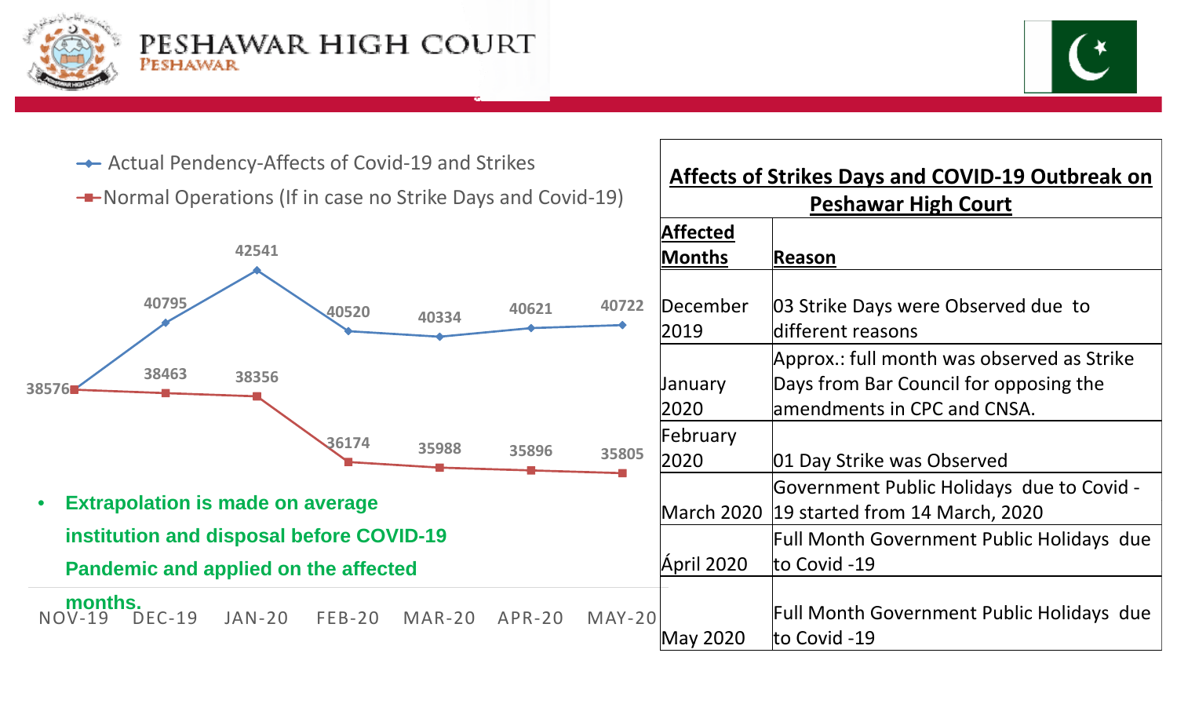# PESHAWAR HIGH COURT
PESHAWAR

Actual Pendency-Affects of Covid-19 and Strikes
Normal Operations (If in case no Strike Days and Covid-19)

38576
40795
42541
40520
40334
40621
40722
38463
38356
36174
35988
35896
35805

NOV-19 DEC-19 JAN-20 FEB-20 MAR-20 APR-20 MAY-20

- **Extrapolation is made on average institution and disposal before COVID-19 Pandemic and applied on the affected months.**

| **Affects of Strikes Days and COVID-19 Outbreak on Peshawar High Court** | |
|---|---|
| **Affected Months** | **Reason** |
| December 2019 | 03 Strike Days were Observed due to different reasons |
| January 2020 | Approx.: full month was observed as Strike Days from Bar Council for opposing the amendments in CPC and CNSA. |
| February 2020 | 01 Day Strike was Observed |
| March 2020 | Government Public Holidays due to Covid -19 started from 14 March, 2020 |
| April 2020 | Full Month Government Public Holidays due to Covid -19 |
| May 2020 | Full Month Government Public Holidays due to Covid -19 |